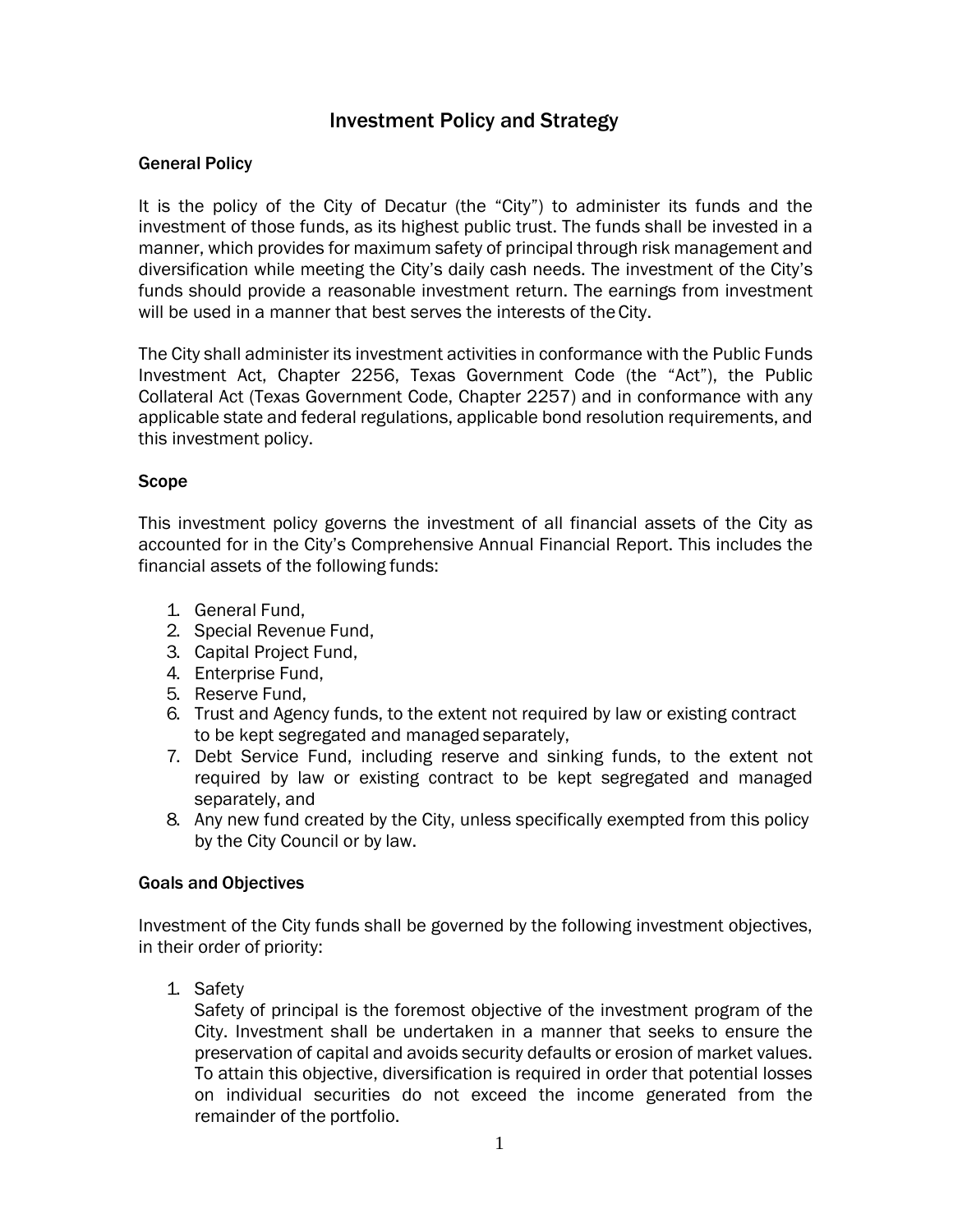# Investment Policy and Strategy

## General Policy

It is the policy of the City of Decatur (the "City") to administer its funds and the investment of those funds, as its highest public trust. The funds shall be invested in a manner, which provides for maximum safety of principal through risk management and diversification while meeting the City's daily cash needs. The investment of the City's funds should provide a reasonable investment return. The earnings from investment will be used in a manner that best serves the interests of the City.

The City shall administer its investment activities in conformance with the Public Funds Investment Act, Chapter 2256, Texas Government Code (the "Act"), the Public Collateral Act (Texas Government Code, Chapter 2257) and in conformance with any applicable state and federal regulations, applicable bond resolution requirements, and this investment policy.

## Scope

This investment policy governs the investment of all financial assets of the City as accounted for in the City's Comprehensive Annual Financial Report. This includes the financial assets of the following funds:

1. General Fund,
2. Special Revenue Fund,
3. Capital Project Fund,
4. Enterprise Fund,
5. Reserve Fund,
6. Trust and Agency funds, to the extent not required by law or existing contract to be kept segregated and managed separately,
7. Debt Service Fund, including reserve and sinking funds, to the extent not required by law or existing contract to be kept segregated and managed separately, and
8. Any new fund created by the City, unless specifically exempted from this policy by the City Council or by law.

## Goals and Objectives

Investment of the City funds shall be governed by the following investment objectives, in their order of priority:

1. Safety
   Safety of principal is the foremost objective of the investment program of the City. Investment shall be undertaken in a manner that seeks to ensure the preservation of capital and avoids security defaults or erosion of market values. To attain this objective, diversification is required in order that potential losses on individual securities do not exceed the income generated from the remainder of the portfolio.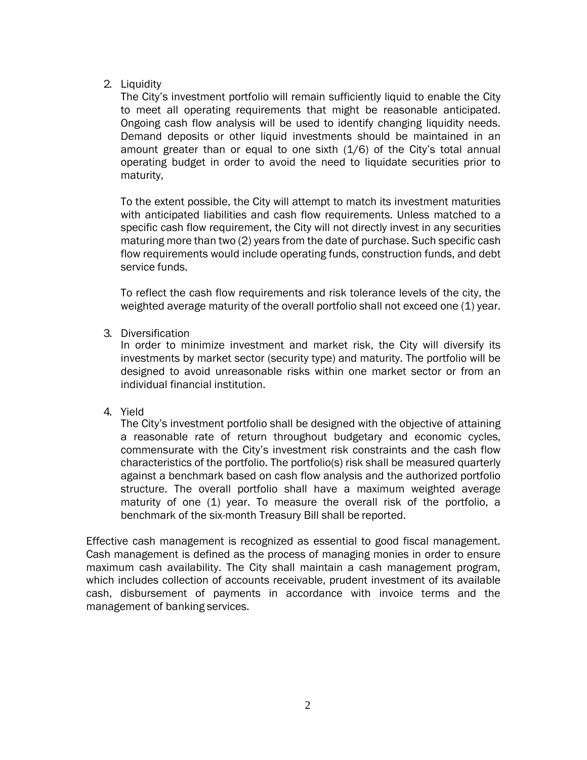2. Liquidity
   The City's investment portfolio will remain sufficiently liquid to enable the City to meet all operating requirements that might be reasonable anticipated. Ongoing cash flow analysis will be used to identify changing liquidity needs. Demand deposits or other liquid investments should be maintained in an amount greater than or equal to one sixth (1/6) of the City's total annual operating budget in order to avoid the need to liquidate securities prior to maturity,

   To the extent possible, the City will attempt to match its investment maturities with anticipated liabilities and cash flow requirements. Unless matched to a specific cash flow requirement, the City will not directly invest in any securities maturing more than two (2) years from the date of purchase. Such specific cash flow requirements would include operating funds, construction funds, and debt service funds.

   To reflect the cash flow requirements and risk tolerance levels of the city, the weighted average maturity of the overall portfolio shall not exceed one (1) year.

3. Diversification
   In order to minimize investment and market risk, the City will diversify its investments by market sector (security type) and maturity. The portfolio will be designed to avoid unreasonable risks within one market sector or from an individual financial institution.

4. Yield
   The City's investment portfolio shall be designed with the objective of attaining a reasonable rate of return throughout budgetary and economic cycles, commensurate with the City's investment risk constraints and the cash flow characteristics of the portfolio. The portfolio(s) risk shall be measured quarterly against a benchmark based on cash flow analysis and the authorized portfolio structure. The overall portfolio shall have a maximum weighted average maturity of one (1) year. To measure the overall risk of the portfolio, a benchmark of the six-month Treasury Bill shall be reported.

Effective cash management is recognized as essential to good fiscal management. Cash management is defined as the process of managing monies in order to ensure maximum cash availability. The City shall maintain a cash management program, which includes collection of accounts receivable, prudent investment of its available cash, disbursement of payments in accordance with invoice terms and the management of banking services.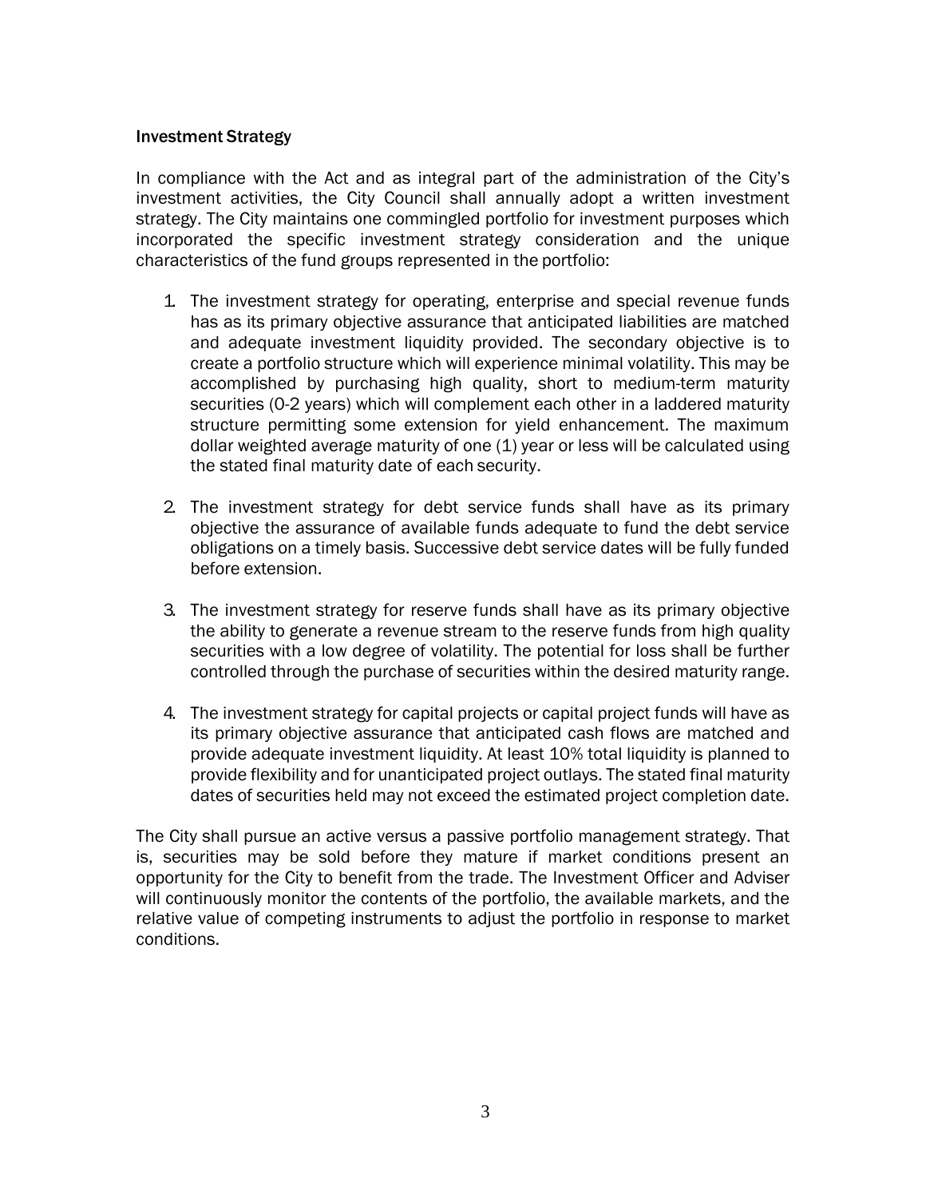### Investment Strategy

In compliance with the Act and as integral part of the administration of the City's investment activities, the City Council shall annually adopt a written investment strategy. The City maintains one commingled portfolio for investment purposes which incorporated the specific investment strategy consideration and the unique characteristics of the fund groups represented in the portfolio:

1. The investment strategy for operating, enterprise and special revenue funds has as its primary objective assurance that anticipated liabilities are matched and adequate investment liquidity provided. The secondary objective is to create a portfolio structure which will experience minimal volatility. This may be accomplished by purchasing high quality, short to medium-term maturity securities (0-2 years) which will complement each other in a laddered maturity structure permitting some extension for yield enhancement. The maximum dollar weighted average maturity of one (1) year or less will be calculated using the stated final maturity date of each security.

2. The investment strategy for debt service funds shall have as its primary objective the assurance of available funds adequate to fund the debt service obligations on a timely basis. Successive debt service dates will be fully funded before extension.

3. The investment strategy for reserve funds shall have as its primary objective the ability to generate a revenue stream to the reserve funds from high quality securities with a low degree of volatility. The potential for loss shall be further controlled through the purchase of securities within the desired maturity range.

4. The investment strategy for capital projects or capital project funds will have as its primary objective assurance that anticipated cash flows are matched and provide adequate investment liquidity. At least 10% total liquidity is planned to provide flexibility and for unanticipated project outlays. The stated final maturity dates of securities held may not exceed the estimated project completion date.

The City shall pursue an active versus a passive portfolio management strategy. That is, securities may be sold before they mature if market conditions present an opportunity for the City to benefit from the trade. The Investment Officer and Adviser will continuously monitor the contents of the portfolio, the available markets, and the relative value of competing instruments to adjust the portfolio in response to market conditions.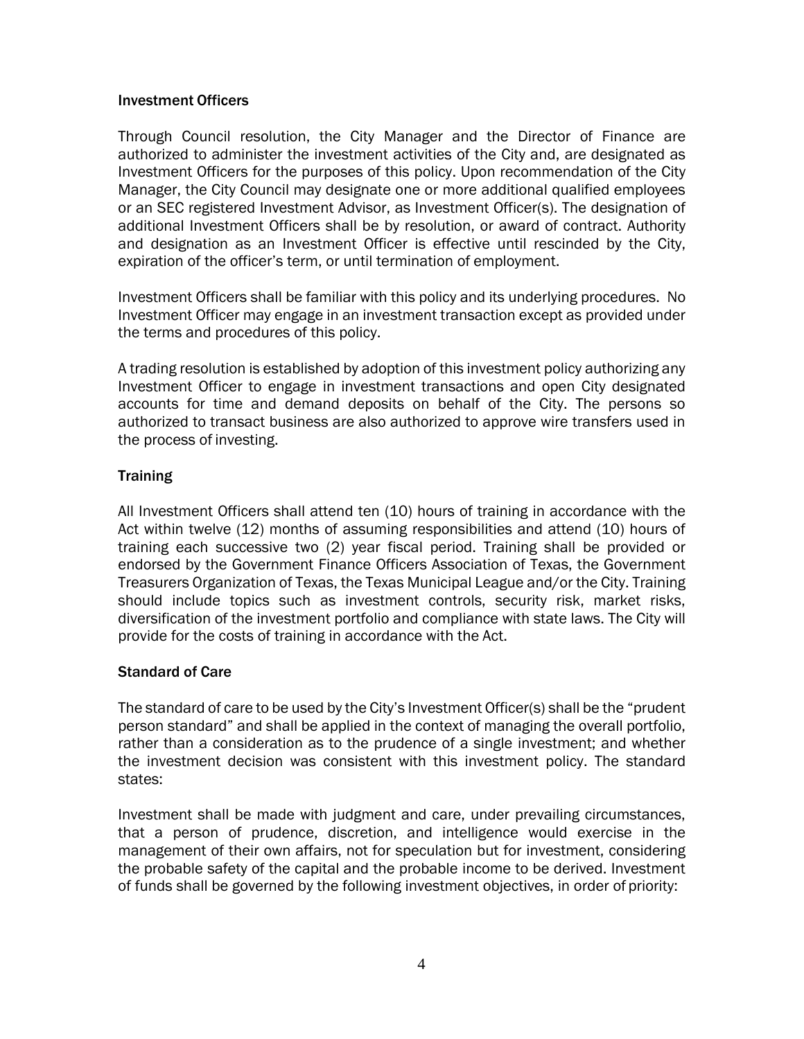### Investment Officers

Through Council resolution, the City Manager and the Director of Finance are authorized to administer the investment activities of the City and, are designated as Investment Officers for the purposes of this policy. Upon recommendation of the City Manager, the City Council may designate one or more additional qualified employees or an SEC registered Investment Advisor, as Investment Officer(s). The designation of additional Investment Officers shall be by resolution, or award of contract. Authority and designation as an Investment Officer is effective until rescinded by the City, expiration of the officer's term, or until termination of employment.

Investment Officers shall be familiar with this policy and its underlying procedures. No Investment Officer may engage in an investment transaction except as provided under the terms and procedures of this policy.

A trading resolution is established by adoption of this investment policy authorizing any Investment Officer to engage in investment transactions and open City designated accounts for time and demand deposits on behalf of the City. The persons so authorized to transact business are also authorized to approve wire transfers used in the process of investing.

### Training

All Investment Officers shall attend ten (10) hours of training in accordance with the Act within twelve (12) months of assuming responsibilities and attend (10) hours of training each successive two (2) year fiscal period. Training shall be provided or endorsed by the Government Finance Officers Association of Texas, the Government Treasurers Organization of Texas, the Texas Municipal League and/or the City. Training should include topics such as investment controls, security risk, market risks, diversification of the investment portfolio and compliance with state laws. The City will provide for the costs of training in accordance with the Act.

### Standard of Care

The standard of care to be used by the City's Investment Officer(s) shall be the "prudent person standard" and shall be applied in the context of managing the overall portfolio, rather than a consideration as to the prudence of a single investment; and whether the investment decision was consistent with this investment policy. The standard states:

Investment shall be made with judgment and care, under prevailing circumstances, that a person of prudence, discretion, and intelligence would exercise in the management of their own affairs, not for speculation but for investment, considering the probable safety of the capital and the probable income to be derived. Investment of funds shall be governed by the following investment objectives, in order of priority: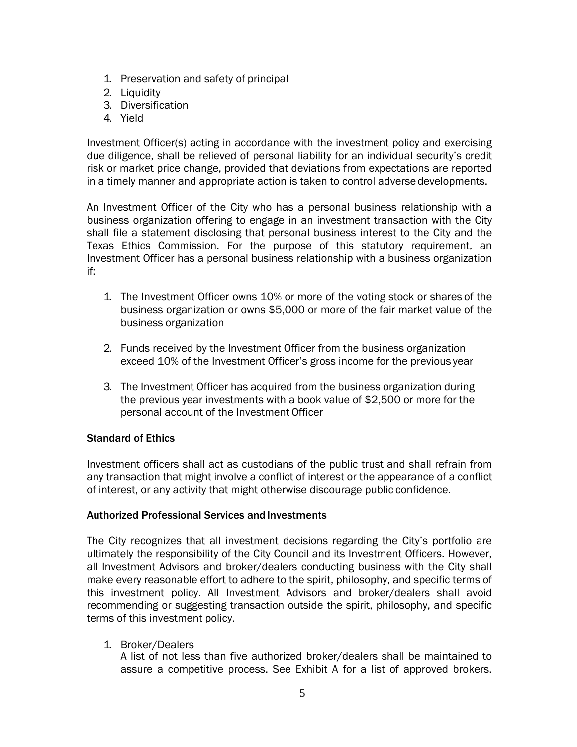1. Preservation and safety of principal
2. Liquidity
3. Diversification
4. Yield

Investment Officer(s) acting in accordance with the investment policy and exercising due diligence, shall be relieved of personal liability for an individual security's credit risk or market price change, provided that deviations from expectations are reported in a timely manner and appropriate action is taken to control adverse developments.

An Investment Officer of the City who has a personal business relationship with a business organization offering to engage in an investment transaction with the City shall file a statement disclosing that personal business interest to the City and the Texas Ethics Commission. For the purpose of this statutory requirement, an Investment Officer has a personal business relationship with a business organization if:

1. The Investment Officer owns 10% or more of the voting stock or shares of the business organization or owns $5,000 or more of the fair market value of the business organization

2. Funds received by the Investment Officer from the business organization exceed 10% of the Investment Officer's gross income for the previous year

3. The Investment Officer has acquired from the business organization during the previous year investments with a book value of $2,500 or more for the personal account of the Investment Officer

### Standard of Ethics

Investment officers shall act as custodians of the public trust and shall refrain from any transaction that might involve a conflict of interest or the appearance of a conflict of interest, or any activity that might otherwise discourage public confidence.

### Authorized Professional Services and Investments

The City recognizes that all investment decisions regarding the City's portfolio are ultimately the responsibility of the City Council and its Investment Officers. However, all Investment Advisors and broker/dealers conducting business with the City shall make every reasonable effort to adhere to the spirit, philosophy, and specific terms of this investment policy. All Investment Advisors and broker/dealers shall avoid recommending or suggesting transaction outside the spirit, philosophy, and specific terms of this investment policy.

1. Broker/Dealers
   A list of not less than five authorized broker/dealers shall be maintained to assure a competitive process. See Exhibit A for a list of approved brokers.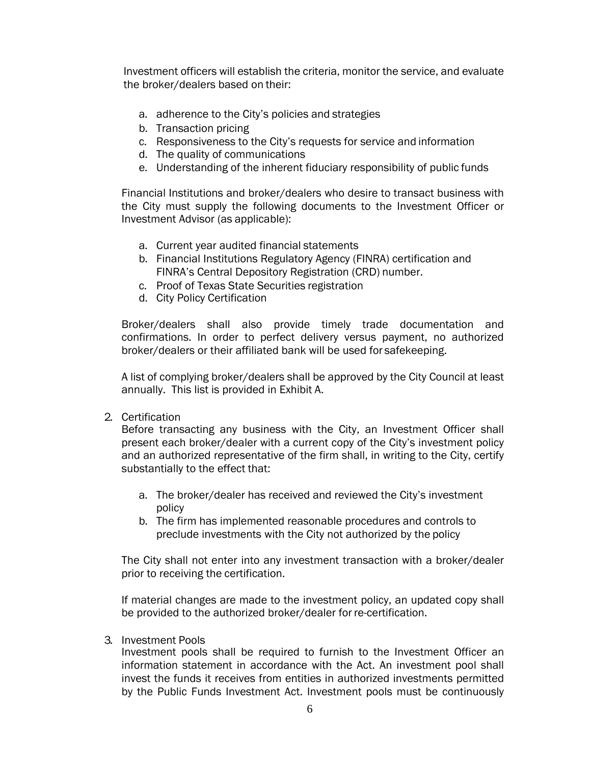Investment officers will establish the criteria, monitor the service, and evaluate the broker/dealers based on their:

a. adherence to the City's policies and strategies
b. Transaction pricing
c. Responsiveness to the City's requests for service and information
d. The quality of communications
e. Understanding of the inherent fiduciary responsibility of public funds

Financial Institutions and broker/dealers who desire to transact business with the City must supply the following documents to the Investment Officer or Investment Advisor (as applicable):

a. Current year audited financial statements
b. Financial Institutions Regulatory Agency (FINRA) certification and FINRA's Central Depository Registration (CRD) number.
c. Proof of Texas State Securities registration
d. City Policy Certification

Broker/dealers shall also provide timely trade documentation and confirmations. In order to perfect delivery versus payment, no authorized broker/dealers or their affiliated bank will be used for safekeeping.

A list of complying broker/dealers shall be approved by the City Council at least annually. This list is provided in Exhibit A.

2. Certification
   Before transacting any business with the City, an Investment Officer shall present each broker/dealer with a current copy of the City's investment policy and an authorized representative of the firm shall, in writing to the City, certify substantially to the effect that:

   a. The broker/dealer has received and reviewed the City's investment policy
   b. The firm has implemented reasonable procedures and controls to preclude investments with the City not authorized by the policy

   The City shall not enter into any investment transaction with a broker/dealer prior to receiving the certification.

   If material changes are made to the investment policy, an updated copy shall be provided to the authorized broker/dealer for re-certification.

3. Investment Pools
   Investment pools shall be required to furnish to the Investment Officer an information statement in accordance with the Act. An investment pool shall invest the funds it receives from entities in authorized investments permitted by the Public Funds Investment Act. Investment pools must be continuously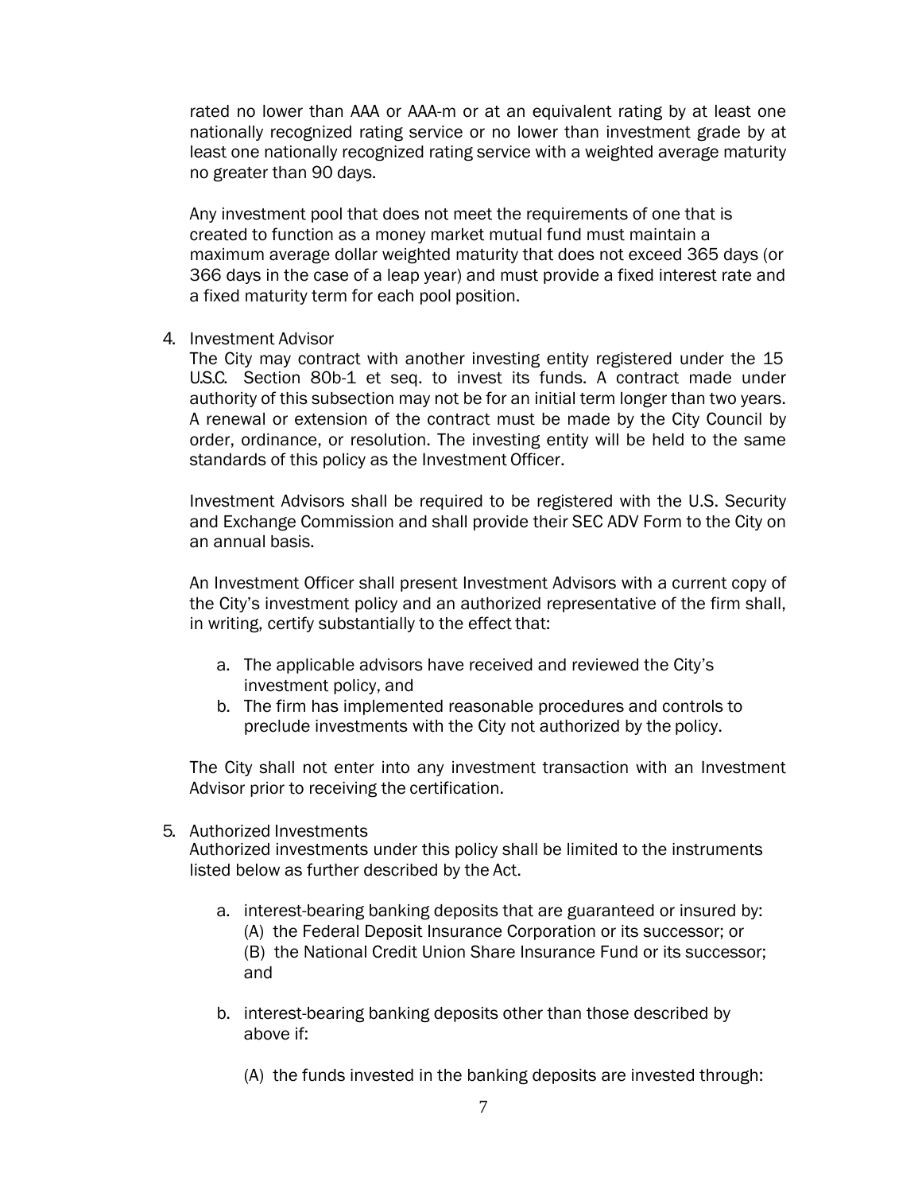rated no lower than AAA or AAA-m or at an equivalent rating by at least one nationally recognized rating service or no lower than investment grade by at least one nationally recognized rating service with a weighted average maturity no greater than 90 days.

Any investment pool that does not meet the requirements of one that is created to function as a money market mutual fund must maintain a maximum average dollar weighted maturity that does not exceed 365 days (or 366 days in the case of a leap year) and must provide a fixed interest rate and a fixed maturity term for each pool position.

4. Investment Advisor

The City may contract with another investing entity registered under the 15 U.S.C. Section 80b-1 et seq. to invest its funds. A contract made under authority of this subsection may not be for an initial term longer than two years. A renewal or extension of the contract must be made by the City Council by order, ordinance, or resolution. The investing entity will be held to the same standards of this policy as the Investment Officer.

Investment Advisors shall be required to be registered with the U.S. Security and Exchange Commission and shall provide their SEC ADV Form to the City on an annual basis.

An Investment Officer shall present Investment Advisors with a current copy of the City's investment policy and an authorized representative of the firm shall, in writing, certify substantially to the effect that:

   a. The applicable advisors have received and reviewed the City's investment policy, and
   b. The firm has implemented reasonable procedures and controls to preclude investments with the City not authorized by the policy.

The City shall not enter into any investment transaction with an Investment Advisor prior to receiving the certification.

5. Authorized Investments

Authorized investments under this policy shall be limited to the instruments listed below as further described by the Act.

   a. interest-bearing banking deposits that are guaranteed or insured by:
      (A) the Federal Deposit Insurance Corporation or its successor; or
      (B) the National Credit Union Share Insurance Fund or its successor; and

   b. interest-bearing banking deposits other than those described by above if:

      (A) the funds invested in the banking deposits are invested through: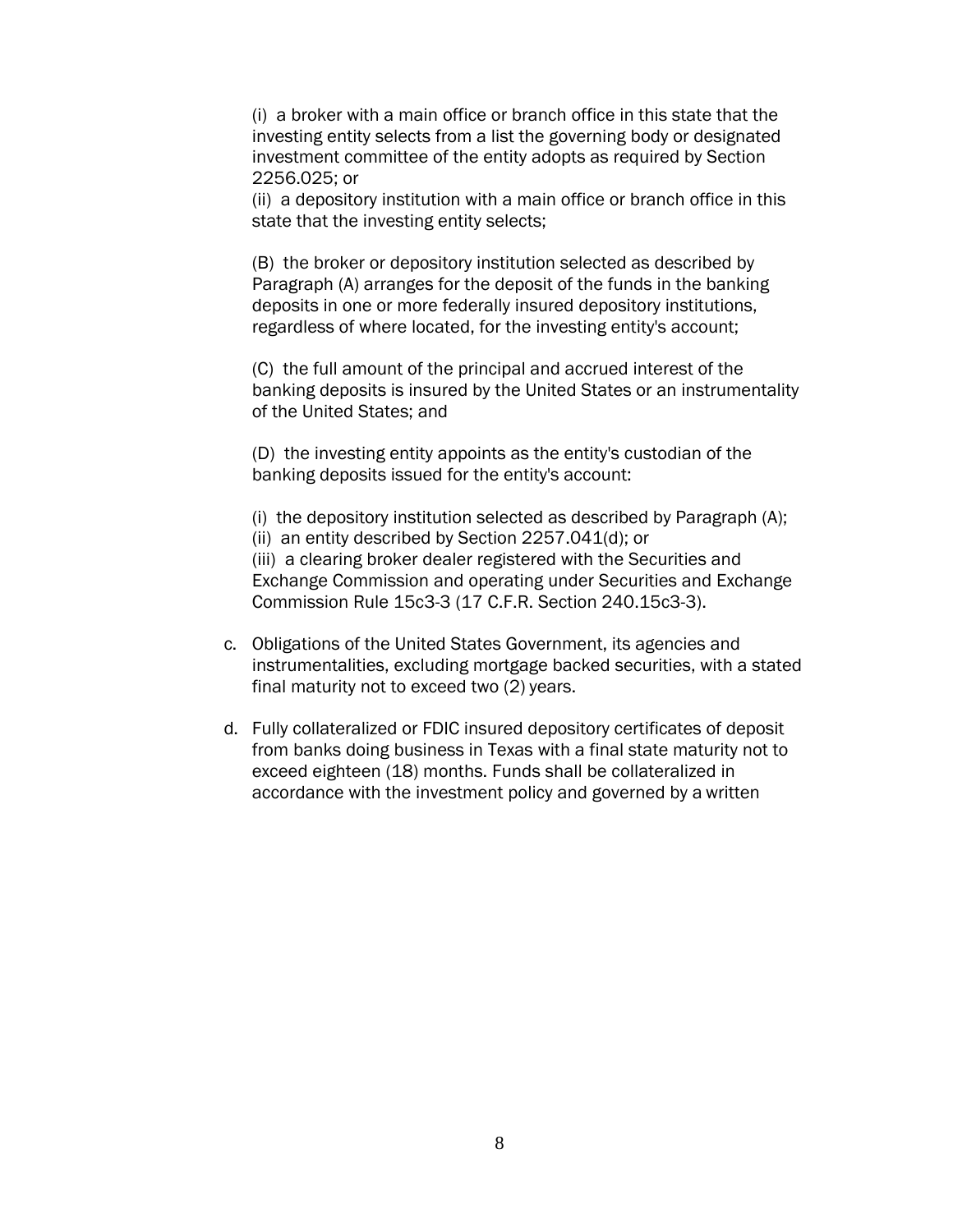(i) a broker with a main office or branch office in this state that the investing entity selects from a list the governing body or designated investment committee of the entity adopts as required by Section 2256.025; or

(ii) a depository institution with a main office or branch office in this state that the investing entity selects;

(B) the broker or depository institution selected as described by Paragraph (A) arranges for the deposit of the funds in the banking deposits in one or more federally insured depository institutions, regardless of where located, for the investing entity's account;

(C) the full amount of the principal and accrued interest of the banking deposits is insured by the United States or an instrumentality of the United States; and

(D) the investing entity appoints as the entity's custodian of the banking deposits issued for the entity's account:

(i) the depository institution selected as described by Paragraph (A);

(ii) an entity described by Section 2257.041(d); or

(iii) a clearing broker dealer registered with the Securities and Exchange Commission and operating under Securities and Exchange Commission Rule 15c3-3 (17 C.F.R. Section 240.15c3-3).

c. Obligations of the United States Government, its agencies and instrumentalities, excluding mortgage backed securities, with a stated final maturity not to exceed two (2) years.

d. Fully collateralized or FDIC insured depository certificates of deposit from banks doing business in Texas with a final state maturity not to exceed eighteen (18) months. Funds shall be collateralized in accordance with the investment policy and governed by a written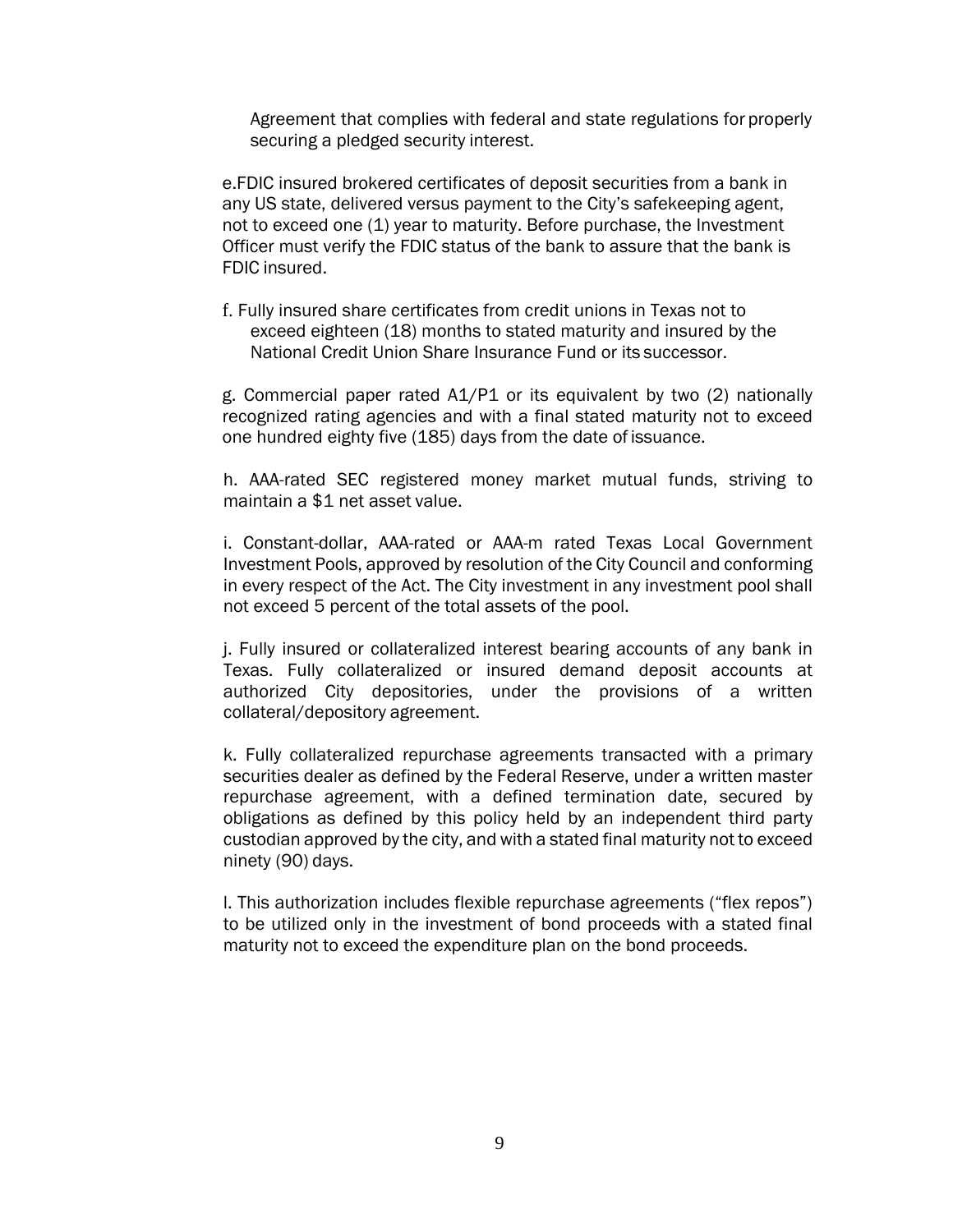Agreement that complies with federal and state regulations for properly securing a pledged security interest.

e.FDIC insured brokered certificates of deposit securities from a bank in any US state, delivered versus payment to the City's safekeeping agent, not to exceed one (1) year to maturity. Before purchase, the Investment Officer must verify the FDIC status of the bank to assure that the bank is FDIC insured.

f. Fully insured share certificates from credit unions in Texas not to exceed eighteen (18) months to stated maturity and insured by the National Credit Union Share Insurance Fund or its successor.

g. Commercial paper rated A1/P1 or its equivalent by two (2) nationally recognized rating agencies and with a final stated maturity not to exceed one hundred eighty five (185) days from the date of issuance.

h. AAA-rated SEC registered money market mutual funds, striving to maintain a $1 net asset value.

i. Constant-dollar, AAA-rated or AAA-m rated Texas Local Government Investment Pools, approved by resolution of the City Council and conforming in every respect of the Act. The City investment in any investment pool shall not exceed 5 percent of the total assets of the pool.

j. Fully insured or collateralized interest bearing accounts of any bank in Texas. Fully collateralized or insured demand deposit accounts at authorized City depositories, under the provisions of a written collateral/depository agreement.

k. Fully collateralized repurchase agreements transacted with a primary securities dealer as defined by the Federal Reserve, under a written master repurchase agreement, with a defined termination date, secured by obligations as defined by this policy held by an independent third party custodian approved by the city, and with a stated final maturity not to exceed ninety (90) days.

l. This authorization includes flexible repurchase agreements ("flex repos") to be utilized only in the investment of bond proceeds with a stated final maturity not to exceed the expenditure plan on the bond proceeds.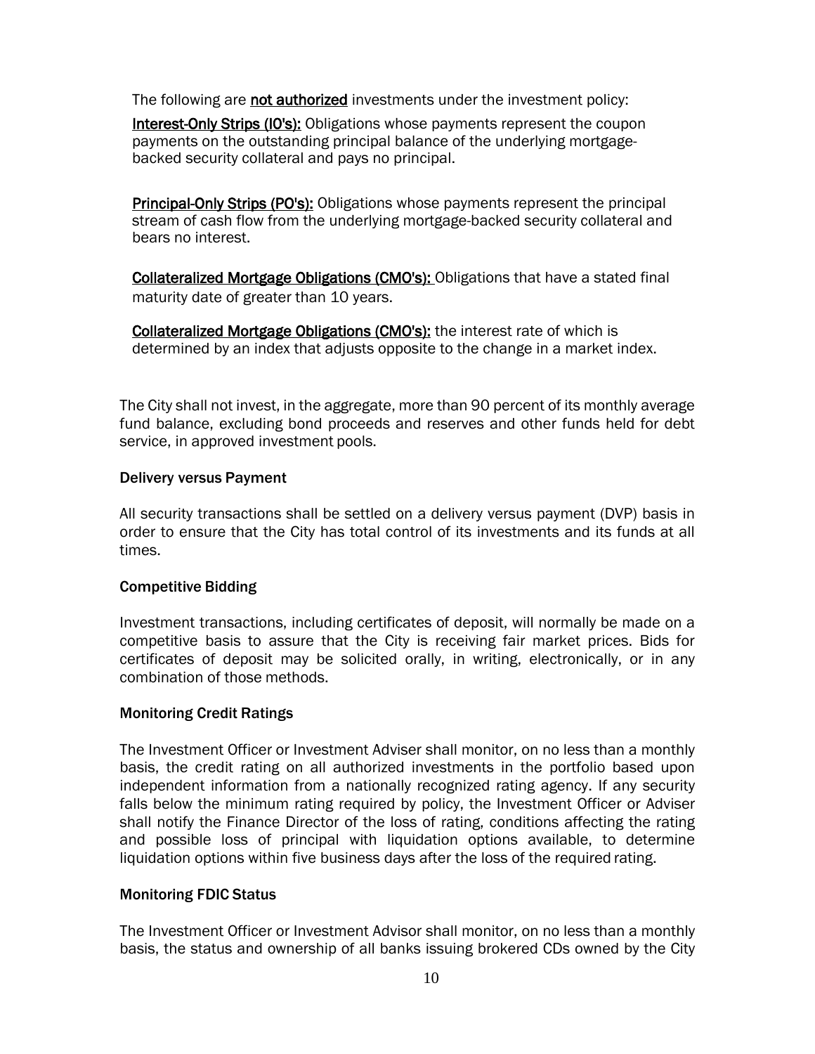The following are **not authorized** investments under the investment policy:

**Interest-Only Strips (IO's):** Obligations whose payments represent the coupon payments on the outstanding principal balance of the underlying mortgage-backed security collateral and pays no principal.

**Principal-Only Strips (PO's):** Obligations whose payments represent the principal stream of cash flow from the underlying mortgage-backed security collateral and bears no interest.

**Collateralized Mortgage Obligations (CMO's):** Obligations that have a stated final maturity date of greater than 10 years.

**Collateralized Mortgage Obligations (CMO's):** the interest rate of which is determined by an index that adjusts opposite to the change in a market index.

The City shall not invest, in the aggregate, more than 90 percent of its monthly average fund balance, excluding bond proceeds and reserves and other funds held for debt service, in approved investment pools.

#### Delivery versus Payment

All security transactions shall be settled on a delivery versus payment (DVP) basis in order to ensure that the City has total control of its investments and its funds at all times.

#### Competitive Bidding

Investment transactions, including certificates of deposit, will normally be made on a competitive basis to assure that the City is receiving fair market prices. Bids for certificates of deposit may be solicited orally, in writing, electronically, or in any combination of those methods.

#### Monitoring Credit Ratings

The Investment Officer or Investment Adviser shall monitor, on no less than a monthly basis, the credit rating on all authorized investments in the portfolio based upon independent information from a nationally recognized rating agency. If any security falls below the minimum rating required by policy, the Investment Officer or Adviser shall notify the Finance Director of the loss of rating, conditions affecting the rating and possible loss of principal with liquidation options available, to determine liquidation options within five business days after the loss of the required rating.

#### Monitoring FDIC Status

The Investment Officer or Investment Advisor shall monitor, on no less than a monthly basis, the status and ownership of all banks issuing brokered CDs owned by the City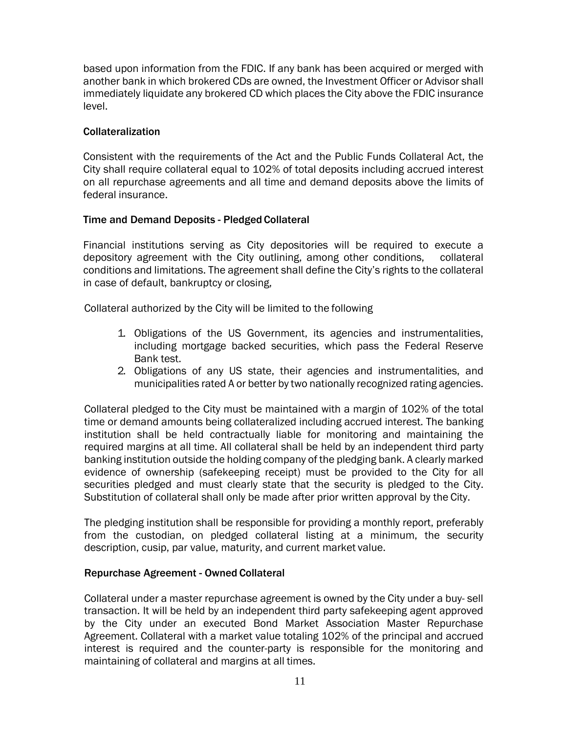based upon information from the FDIC. If any bank has been acquired or merged with another bank in which brokered CDs are owned, the Investment Officer or Advisor shall immediately liquidate any brokered CD which places the City above the FDIC insurance level.

### Collateralization

Consistent with the requirements of the Act and the Public Funds Collateral Act, the City shall require collateral equal to 102% of total deposits including accrued interest on all repurchase agreements and all time and demand deposits above the limits of federal insurance.

### Time and Demand Deposits - Pledged Collateral

Financial institutions serving as City depositories will be required to execute a depository agreement with the City outlining, among other conditions, collateral conditions and limitations. The agreement shall define the City's rights to the collateral in case of default, bankruptcy or closing,

Collateral authorized by the City will be limited to the following

1. Obligations of the US Government, its agencies and instrumentalities, including mortgage backed securities, which pass the Federal Reserve Bank test.
2. Obligations of any US state, their agencies and instrumentalities, and municipalities rated A or better by two nationally recognized rating agencies.

Collateral pledged to the City must be maintained with a margin of 102% of the total time or demand amounts being collateralized including accrued interest. The banking institution shall be held contractually liable for monitoring and maintaining the required margins at all time. All collateral shall be held by an independent third party banking institution outside the holding company of the pledging bank. A clearly marked evidence of ownership (safekeeping receipt) must be provided to the City for all securities pledged and must clearly state that the security is pledged to the City. Substitution of collateral shall only be made after prior written approval by the City.

The pledging institution shall be responsible for providing a monthly report, preferably from the custodian, on pledged collateral listing at a minimum, the security description, cusip, par value, maturity, and current market value.

### Repurchase Agreement - Owned Collateral

Collateral under a master repurchase agreement is owned by the City under a buy- sell transaction. It will be held by an independent third party safekeeping agent approved by the City under an executed Bond Market Association Master Repurchase Agreement. Collateral with a market value totaling 102% of the principal and accrued interest is required and the counter-party is responsible for the monitoring and maintaining of collateral and margins at all times.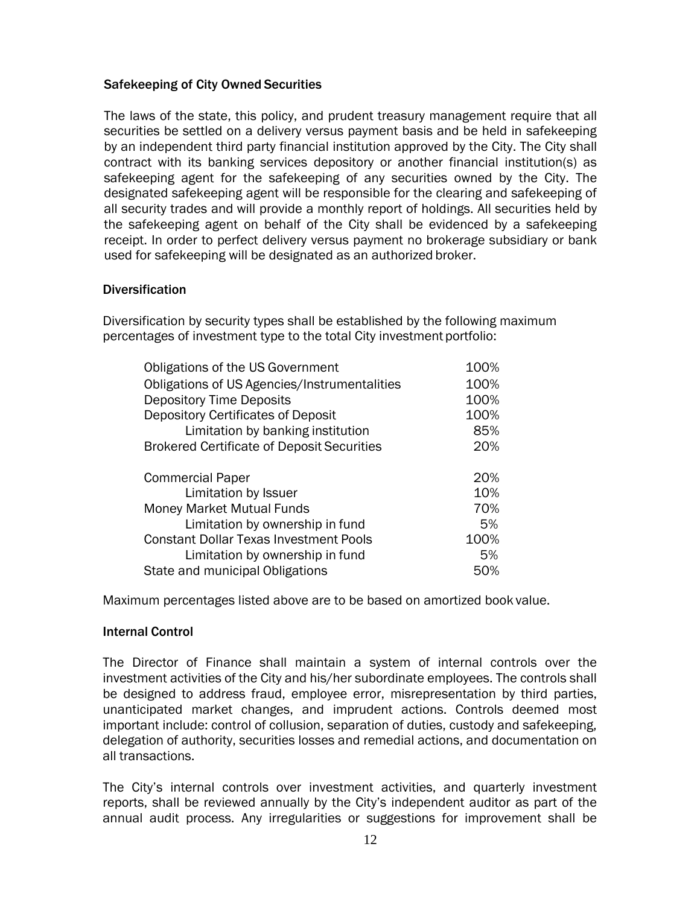## Safekeeping of City Owned Securities

The laws of the state, this policy, and prudent treasury management require that all securities be settled on a delivery versus payment basis and be held in safekeeping by an independent third party financial institution approved by the City. The City shall contract with its banking services depository or another financial institution(s) as safekeeping agent for the safekeeping of any securities owned by the City. The designated safekeeping agent will be responsible for the clearing and safekeeping of all security trades and will provide a monthly report of holdings. All securities held by the safekeeping agent on behalf of the City shall be evidenced by a safekeeping receipt. In order to perfect delivery versus payment no brokerage subsidiary or bank used for safekeeping will be designated as an authorized broker.

## Diversification

Diversification by security types shall be established by the following maximum percentages of investment type to the total City investment portfolio:

| Investment Type | Maximum |
|---|---|
| Obligations of the US Government | 100% |
| Obligations of US Agencies/Instrumentalities | 100% |
| Depository Time Deposits | 100% |
| Depository Certificates of Deposit | 100% |
| Limitation by banking institution | 85% |
| Brokered Certificate of Deposit Securities | 20% |
| Commercial Paper | 20% |
| Limitation by Issuer | 10% |
| Money Market Mutual Funds | 70% |
| Limitation by ownership in fund | 5% |
| Constant Dollar Texas Investment Pools | 100% |
| Limitation by ownership in fund | 5% |
| State and municipal Obligations | 50% |

Maximum percentages listed above are to be based on amortized book value.

## Internal Control

The Director of Finance shall maintain a system of internal controls over the investment activities of the City and his/her subordinate employees. The controls shall be designed to address fraud, employee error, misrepresentation by third parties, unanticipated market changes, and imprudent actions. Controls deemed most important include: control of collusion, separation of duties, custody and safekeeping, delegation of authority, securities losses and remedial actions, and documentation on all transactions.

The City's internal controls over investment activities, and quarterly investment reports, shall be reviewed annually by the City's independent auditor as part of the annual audit process. Any irregularities or suggestions for improvement shall be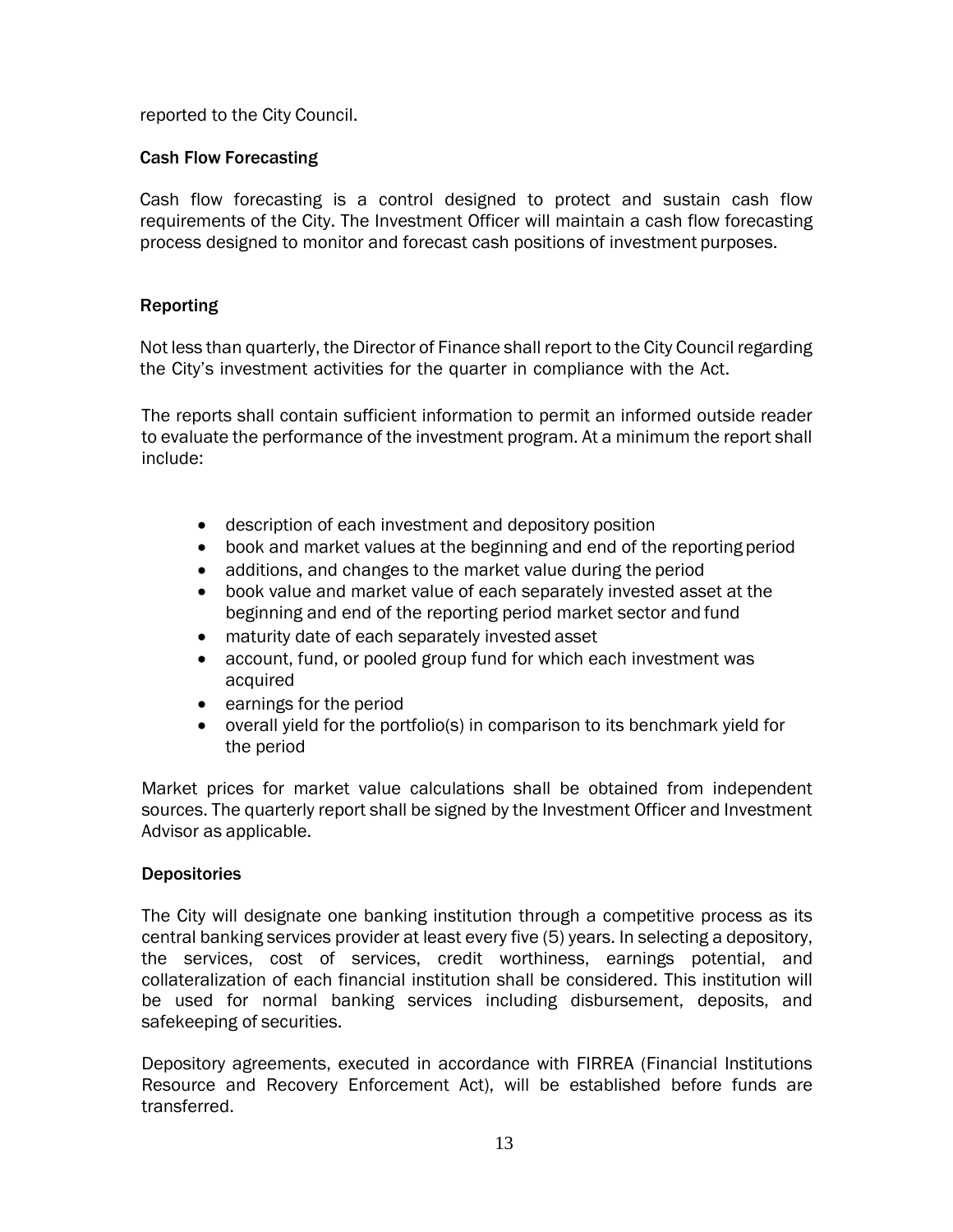reported to the City Council.

### Cash Flow Forecasting

Cash flow forecasting is a control designed to protect and sustain cash flow requirements of the City. The Investment Officer will maintain a cash flow forecasting process designed to monitor and forecast cash positions of investment purposes.

### Reporting

Not less than quarterly, the Director of Finance shall report to the City Council regarding the City's investment activities for the quarter in compliance with the Act.

The reports shall contain sufficient information to permit an informed outside reader to evaluate the performance of the investment program. At a minimum the report shall include:

- description of each investment and depository position
- book and market values at the beginning and end of the reporting period
- additions, and changes to the market value during the period
- book value and market value of each separately invested asset at the beginning and end of the reporting period market sector and fund
- maturity date of each separately invested asset
- account, fund, or pooled group fund for which each investment was acquired
- earnings for the period
- overall yield for the portfolio(s) in comparison to its benchmark yield for the period

Market prices for market value calculations shall be obtained from independent sources. The quarterly report shall be signed by the Investment Officer and Investment Advisor as applicable.

### Depositories

The City will designate one banking institution through a competitive process as its central banking services provider at least every five (5) years. In selecting a depository, the services, cost of services, credit worthiness, earnings potential, and collateralization of each financial institution shall be considered. This institution will be used for normal banking services including disbursement, deposits, and safekeeping of securities.

Depository agreements, executed in accordance with FIRREA (Financial Institutions Resource and Recovery Enforcement Act), will be established before funds are transferred.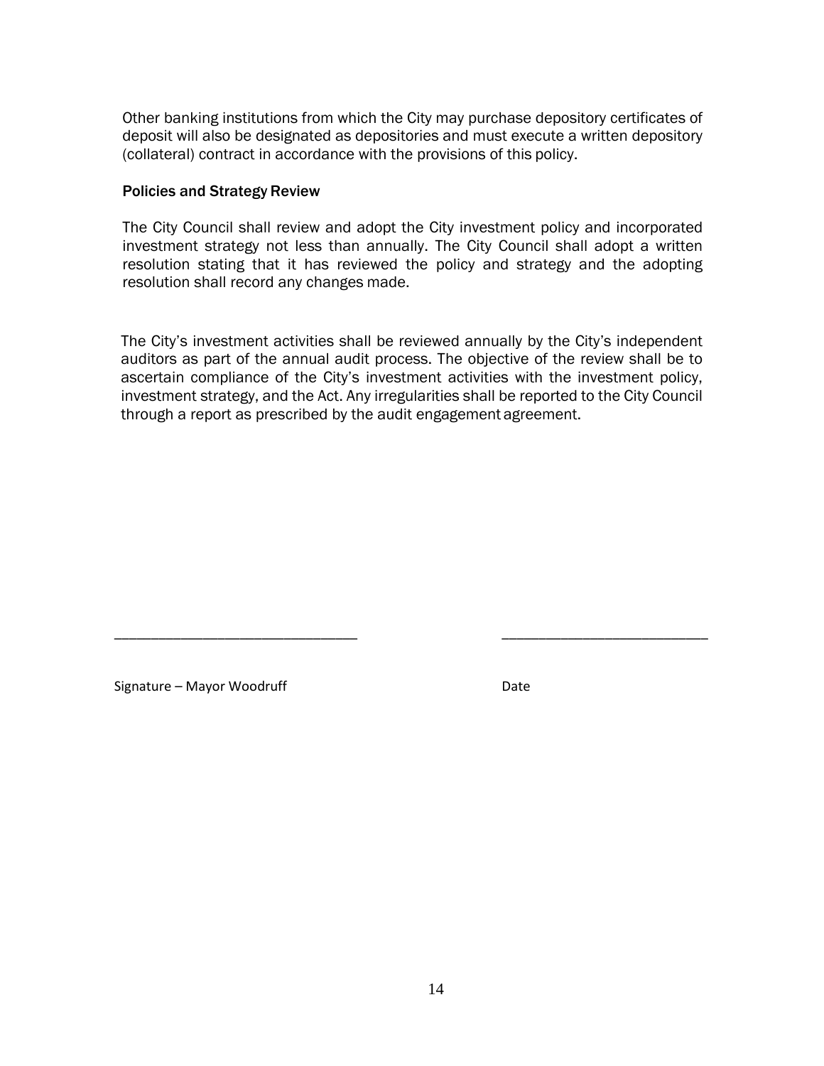Other banking institutions from which the City may purchase depository certificates of deposit will also be designated as depositories and must execute a written depository (collateral) contract in accordance with the provisions of this policy.

### Policies and Strategy Review

The City Council shall review and adopt the City investment policy and incorporated investment strategy not less than annually. The City Council shall adopt a written resolution stating that it has reviewed the policy and strategy and the adopting resolution shall record any changes made.

The City's investment activities shall be reviewed annually by the City's independent auditors as part of the annual audit process. The objective of the review shall be to ascertain compliance of the City's investment activities with the investment policy, investment strategy, and the Act. Any irregularities shall be reported to the City Council through a report as prescribed by the audit engagement agreement.

________________________________ ____________________________

Signature – Mayor Woodruff Date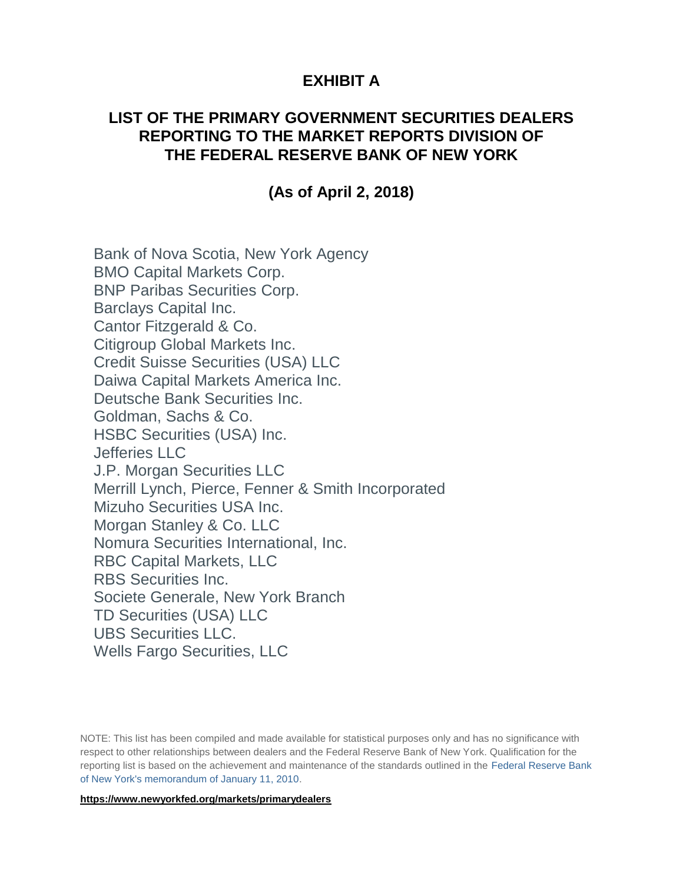# EXHIBIT A

## LIST OF THE PRIMARY GOVERNMENT SECURITIES DEALERS REPORTING TO THE MARKET REPORTS DIVISION OF THE FEDERAL RESERVE BANK OF NEW YORK

### (As of April 2, 2018)

Bank of Nova Scotia, New York Agency
BMO Capital Markets Corp.
BNP Paribas Securities Corp.
Barclays Capital Inc.
Cantor Fitzgerald & Co.
Citigroup Global Markets Inc.
Credit Suisse Securities (USA) LLC
Daiwa Capital Markets America Inc.
Deutsche Bank Securities Inc.
Goldman, Sachs & Co.
HSBC Securities (USA) Inc.
Jefferies LLC
J.P. Morgan Securities LLC
Merrill Lynch, Pierce, Fenner & Smith Incorporated
Mizuho Securities USA Inc.
Morgan Stanley & Co. LLC
Nomura Securities International, Inc.
RBC Capital Markets, LLC
RBS Securities Inc.
Societe Generale, New York Branch
TD Securities (USA) LLC
UBS Securities LLC.
Wells Fargo Securities, LLC

NOTE: This list has been compiled and made available for statistical purposes only and has no significance with respect to other relationships between dealers and the Federal Reserve Bank of New York. Qualification for the reporting list is based on the achievement and maintenance of the standards outlined in the Federal Reserve Bank of New York's memorandum of January 11, 2010.

**https://www.newyorkfed.org/markets/primarydealers**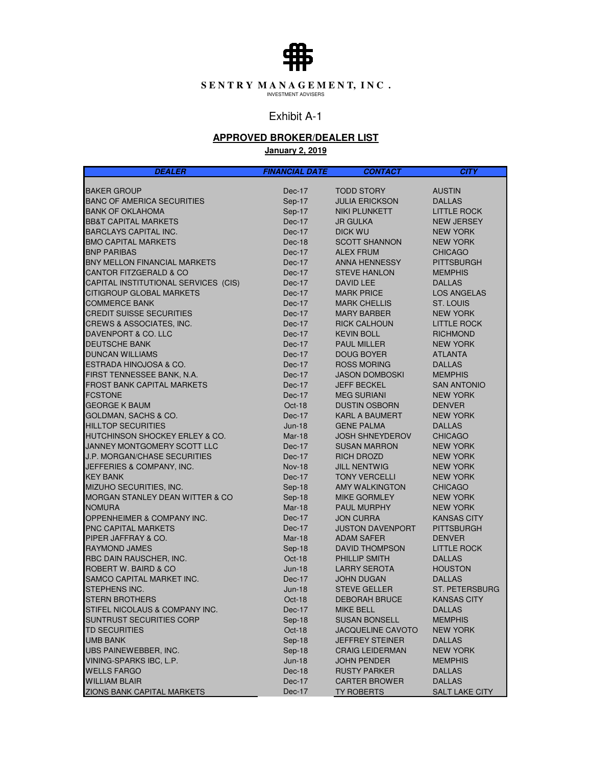**SENTRY MANAGEMENT, INC.**
INVESTMENT ADVISERS

## Exhibit A-1

### APPROVED BROKER/DEALER LIST

**January 2, 2019**

| DEALER | FINANCIAL DATE | CONTACT | CITY |
|---|---|---|---|
| BAKER GROUP | Dec-17 | TODD STORY | AUSTIN |
| BANC OF AMERICA SECURITIES | Sep-17 | JULIA ERICKSON | DALLAS |
| BANK OF OKLAHOMA | Sep-17 | NIKI PLUNKETT | LITTLE ROCK |
| BB&T CAPITAL MARKETS | Dec-17 | JR GULKA | NEW JERSEY |
| BARCLAYS CAPITAL INC. | Dec-17 | DICK WU | NEW YORK |
| BMO CAPITAL MARKETS | Dec-18 | SCOTT SHANNON | NEW YORK |
| BNP PARIBAS | Dec-17 | ALEX FRUM | CHICAGO |
| BNY MELLON FINANCIAL MARKETS | Dec-17 | ANNA HENNESSY | PITTSBURGH |
| CANTOR FITZGERALD & CO | Dec-17 | STEVE HANLON | MEMPHIS |
| CAPITAL INSTITUTIONAL SERVICES (CIS) | Dec-17 | DAVID LEE | DALLAS |
| CITIGROUP GLOBAL MARKETS | Dec-17 | MARK PRICE | LOS ANGELAS |
| COMMERCE BANK | Dec-17 | MARK CHELLIS | ST. LOUIS |
| CREDIT SUISSE SECURITIES | Dec-17 | MARY BARBER | NEW YORK |
| CREWS & ASSOCIATES, INC. | Dec-17 | RICK CALHOUN | LITTLE ROCK |
| DAVENPORT & CO. LLC | Dec-17 | KEVIN BOLL | RICHMOND |
| DEUTSCHE BANK | Dec-17 | PAUL MILLER | NEW YORK |
| DUNCAN WILLIAMS | Dec-17 | DOUG BOYER | ATLANTA |
| ESTRADA HINOJOSA & CO. | Dec-17 | ROSS MORING | DALLAS |
| FIRST TENNESSEE BANK, N.A. | Dec-17 | JASON DOMBOSKI | MEMPHIS |
| FROST BANK CAPITAL MARKETS | Dec-17 | JEFF BECKEL | SAN ANTONIO |
| FCSTONE | Dec-17 | MEG SURIANI | NEW YORK |
| GEORGE K BAUM | Oct-18 | DUSTIN OSBORN | DENVER |
| GOLDMAN, SACHS & CO. | Dec-17 | KARL A BAUMERT | NEW YORK |
| HILLTOP SECURITIES | Jun-18 | GENE PALMA | DALLAS |
| HUTCHINSON SHOCKEY ERLEY & CO. | Mar-18 | JOSH SHNEYDEROV | CHICAGO |
| JANNEY MONTGOMERY SCOTT LLC | Dec-17 | SUSAN MARRON | NEW YORK |
| J.P. MORGAN/CHASE SECURITIES | Dec-17 | RICH DROZD | NEW YORK |
| JEFFERIES & COMPANY, INC. | Nov-18 | JILL NENTWIG | NEW YORK |
| KEY BANK | Dec-17 | TONY VERCELLI | NEW YORK |
| MIZUHO SECURITIES, INC. | Sep-18 | AMY WALKINGTON | CHICAGO |
| MORGAN STANLEY DEAN WITTER & CO | Sep-18 | MIKE GORMLEY | NEW YORK |
| NOMURA | Mar-18 | PAUL MURPHY | NEW YORK |
| OPPENHEIMER & COMPANY INC. | Dec-17 | JON CURRA | KANSAS CITY |
| PNC CAPITAL MARKETS | Dec-17 | JUSTON DAVENPORT | PITTSBURGH |
| PIPER JAFFRAY & CO. | Mar-18 | ADAM SAFER | DENVER |
| RAYMOND JAMES | Sep-18 | DAVID THOMPSON | LITTLE ROCK |
| RBC DAIN RAUSCHER, INC. | Oct-18 | PHILLIP SMITH | DALLAS |
| ROBERT W. BAIRD & CO | Jun-18 | LARRY SEROTA | HOUSTON |
| SAMCO CAPITAL MARKET INC. | Dec-17 | JOHN DUGAN | DALLAS |
| STEPHENS INC. | Jun-18 | STEVE GELLER | ST. PETERSBURG |
| STERN BROTHERS | Oct-18 | DEBORAH BRUCE | KANSAS CITY |
| STIFEL NICOLAUS & COMPANY INC. | Dec-17 | MIKE BELL | DALLAS |
| SUNTRUST SECURITIES CORP | Sep-18 | SUSAN BONSELL | MEMPHIS |
| TD SECURITIES | Oct-18 | JACQUELINE CAVOTO | NEW YORK |
| UMB BANK | Sep-18 | JEFFREY STEINER | DALLAS |
| UBS PAINEWEBBER, INC. | Sep-18 | CRAIG LEIDERMAN | NEW YORK |
| VINING-SPARKS IBC, L.P. | Jun-18 | JOHN PENDER | MEMPHIS |
| WELLS FARGO | Dec-18 | RUSTY PARKER | DALLAS |
| WILLIAM BLAIR | Dec-17 | CARTER BROWER | DALLAS |
| ZIONS BANK CAPITAL MARKETS | Dec-17 | TY ROBERTS | SALT LAKE CITY |